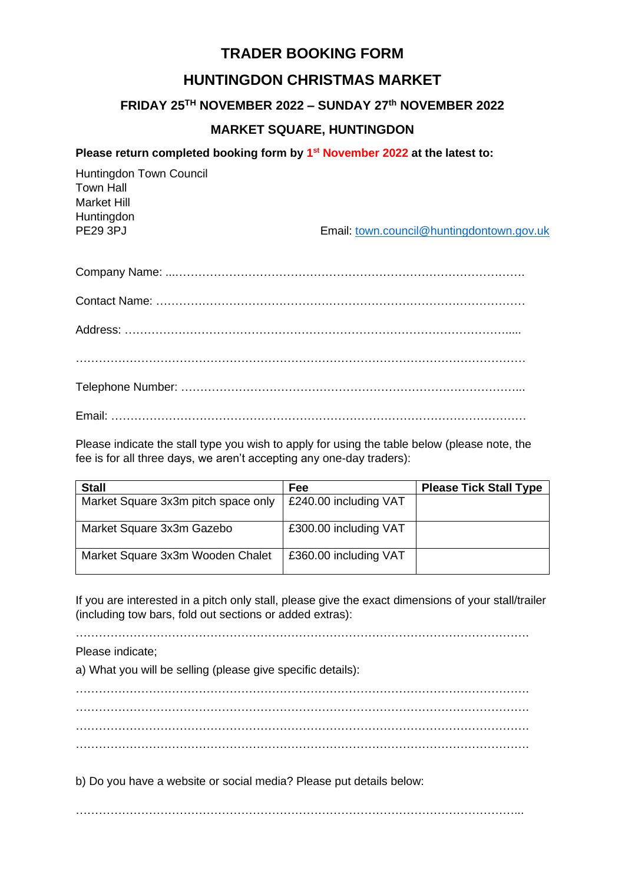# TRADER BOOKING FORM

## HUNTINGDON CHRISTMAS MARKET

### FRIDAY 25TH NOVEMBER 2022 – SUNDAY 27th NOVEMBER 2022

### MARKET SQUARE, HUNTINGDON

**Please return completed booking form by 1st November 2022 at the latest to:**

Huntingdon Town Council
Town Hall
Market Hill
Huntingdon
PE29 3PJ

Email: town.council@huntingdontown.gov.uk

Company Name: ...……………………………………………………………………………….

Contact Name: ………………………………………………………………………………….

Address: …………………………………………………………………………………….....

…………………………………………………………………………………………………….

Telephone Number: ……………………………………………………………………………...

Email: ……………………………………………………………………………………………

Please indicate the stall type you wish to apply for using the table below (please note, the fee is for all three days, we aren't accepting any one-day traders):

| Stall | Fee | Please Tick Stall Type |
|---|---|---|
| Market Square 3x3m pitch space only | £240.00 including VAT | |
| Market Square 3x3m Gazebo | £300.00 including VAT | |
| Market Square 3x3m Wooden Chalet | £360.00 including VAT | |

If you are interested in a pitch only stall, please give the exact dimensions of your stall/trailer (including tow bars, fold out sections or added extras):

…………………………………………………………………………………………………….

Please indicate;

a) What you will be selling (please give specific details):

…………………………………………………………………………………………………….
…………………………………………………………………………………………………….
…………………………………………………………………………………………………….
…………………………………………………………………………………………………….

b) Do you have a website or social media? Please put details below:

…………………………………………………………………………………………………...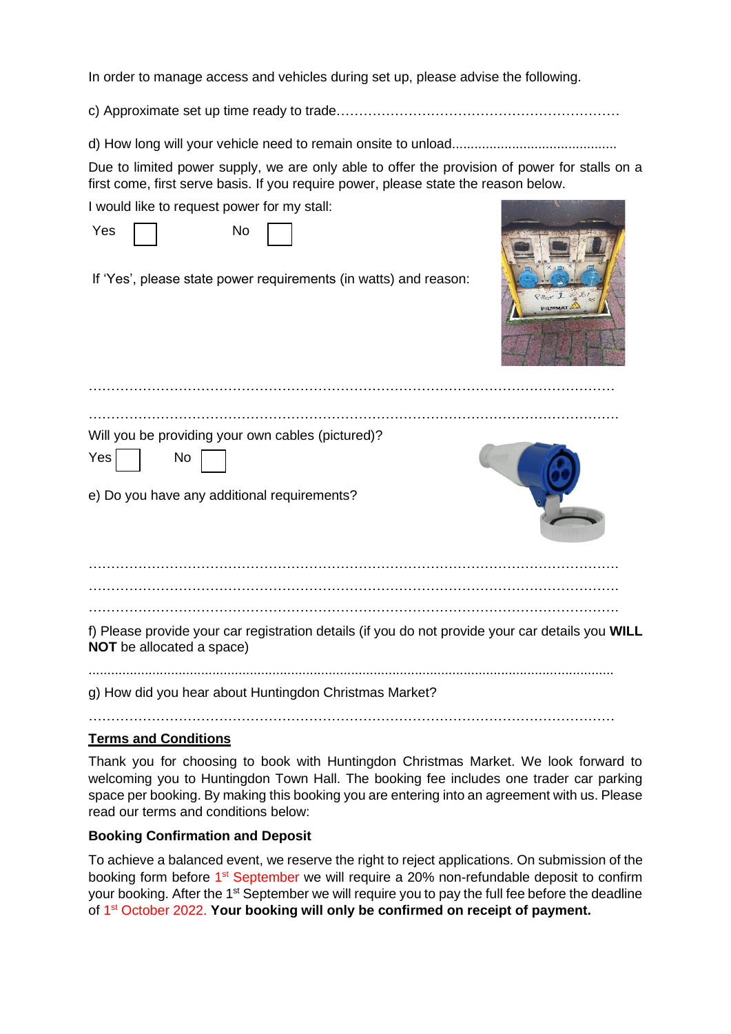In order to manage access and vehicles during set up, please advise the following.

c) Approximate set up time ready to trade……………………………………………………

d) How long will your vehicle need to remain onsite to unload............................................

Due to limited power supply, we are only able to offer the provision of power for stalls on a first come, first serve basis. If you require power, please state the reason below.

I would like to request power for my stall:

Yes ☐ No ☐

If 'Yes', please state power requirements (in watts) and reason:

……………………………………………………………………………………………………

……………………………………………………………………………………………………

Will you be providing your own cables (pictured)?

Yes ☐ No ☐

e) Do you have any additional requirements?

……………………………………………………………………………………………………

……………………………………………………………………………………………………

……………………………………………………………………………………………………

f) Please provide your car registration details (if you do not provide your car details you **WILL NOT** be allocated a space)

.............................................................................................................................................

g) How did you hear about Huntingdon Christmas Market?

……………………………………………………………………………………………………

## Terms and Conditions

Thank you for choosing to book with Huntingdon Christmas Market. We look forward to welcoming you to Huntingdon Town Hall. The booking fee includes one trader car parking space per booking. By making this booking you are entering into an agreement with us. Please read our terms and conditions below:

### Booking Confirmation and Deposit

To achieve a balanced event, we reserve the right to reject applications. On submission of the booking form before 1st September we will require a 20% non-refundable deposit to confirm your booking. After the 1st September we will require you to pay the full fee before the deadline of 1st October 2022. **Your booking will only be confirmed on receipt of payment.**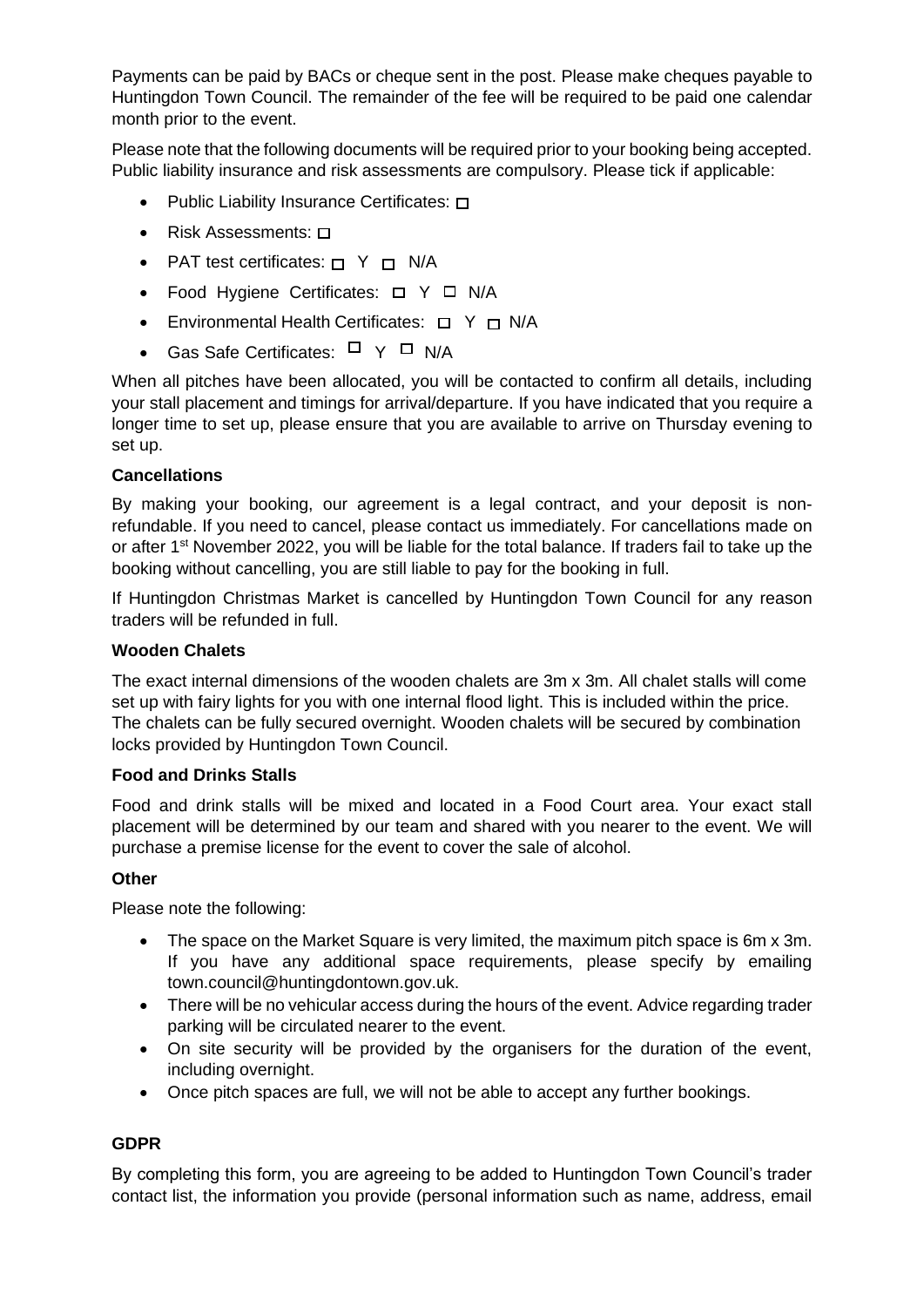Payments can be paid by BACs or cheque sent in the post. Please make cheques payable to Huntingdon Town Council. The remainder of the fee will be required to be paid one calendar month prior to the event.

Please note that the following documents will be required prior to your booking being accepted. Public liability insurance and risk assessments are compulsory. Please tick if applicable:

- Public Liability Insurance Certificates: ☐
- Risk Assessments: ☐
- PAT test certificates: ☐ Y ☐ N/A
- Food Hygiene Certificates: ☐ Y ☐ N/A
- Environmental Health Certificates: ☐ Y ☐ N/A
- Gas Safe Certificates: ☐ Y ☐ N/A

When all pitches have been allocated, you will be contacted to confirm all details, including your stall placement and timings for arrival/departure. If you have indicated that you require a longer time to set up, please ensure that you are available to arrive on Thursday evening to set up.

**Cancellations**

By making your booking, our agreement is a legal contract, and your deposit is non-refundable. If you need to cancel, please contact us immediately. For cancellations made on or after 1st November 2022, you will be liable for the total balance. If traders fail to take up the booking without cancelling, you are still liable to pay for the booking in full.

If Huntingdon Christmas Market is cancelled by Huntingdon Town Council for any reason traders will be refunded in full.

**Wooden Chalets**

The exact internal dimensions of the wooden chalets are 3m x 3m. All chalet stalls will come set up with fairy lights for you with one internal flood light. This is included within the price. The chalets can be fully secured overnight. Wooden chalets will be secured by combination locks provided by Huntingdon Town Council.

**Food and Drinks Stalls**

Food and drink stalls will be mixed and located in a Food Court area. Your exact stall placement will be determined by our team and shared with you nearer to the event. We will purchase a premise license for the event to cover the sale of alcohol.

**Other**

Please note the following:

- The space on the Market Square is very limited, the maximum pitch space is 6m x 3m. If you have any additional space requirements, please specify by emailing town.council@huntingdontown.gov.uk.
- There will be no vehicular access during the hours of the event. Advice regarding trader parking will be circulated nearer to the event.
- On site security will be provided by the organisers for the duration of the event, including overnight.
- Once pitch spaces are full, we will not be able to accept any further bookings.

**GDPR**

By completing this form, you are agreeing to be added to Huntingdon Town Council's trader contact list, the information you provide (personal information such as name, address, email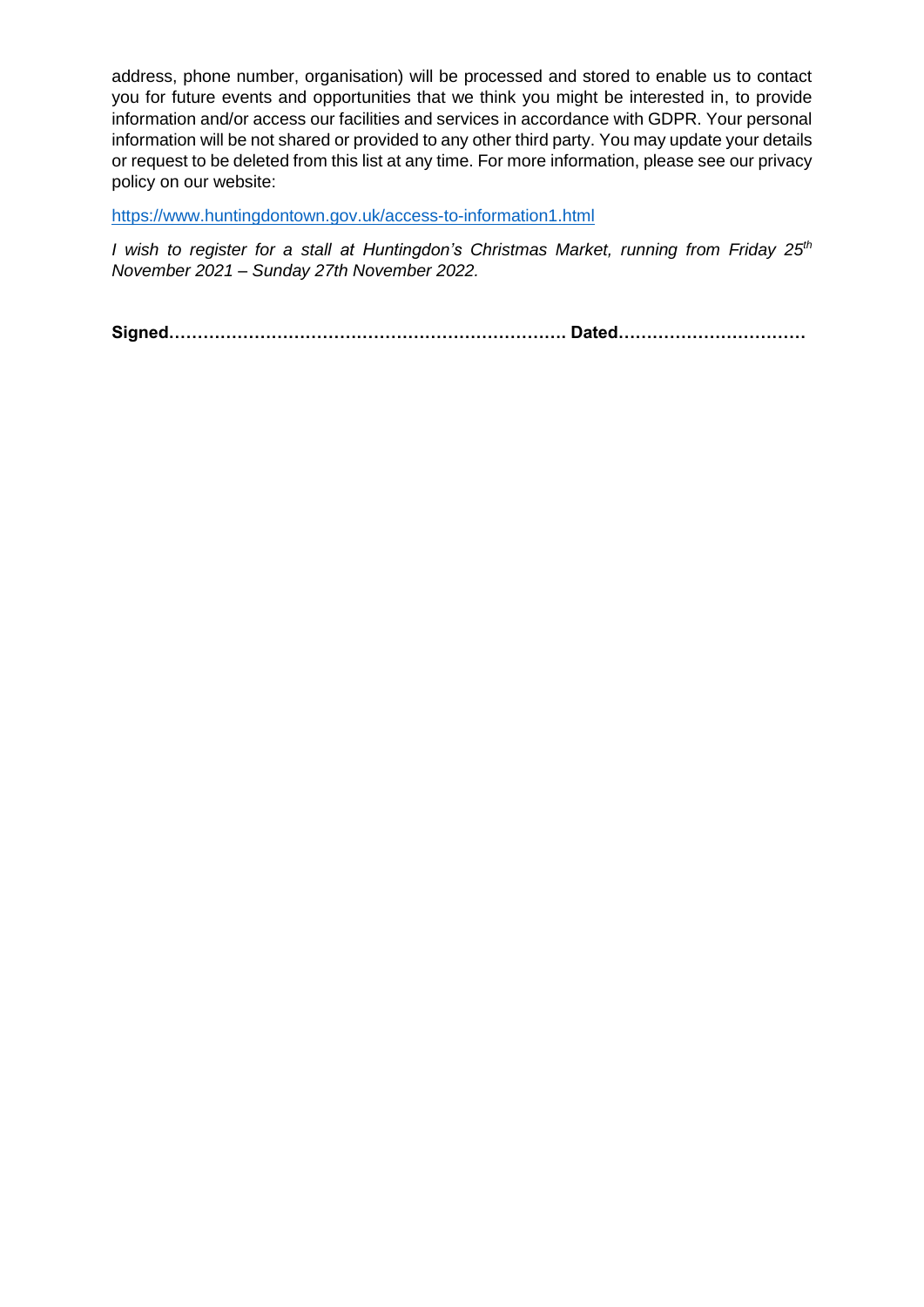address, phone number, organisation) will be processed and stored to enable us to contact you for future events and opportunities that we think you might be interested in, to provide information and/or access our facilities and services in accordance with GDPR. Your personal information will be not shared or provided to any other third party. You may update your details or request to be deleted from this list at any time. For more information, please see our privacy policy on our website:

https://www.huntingdontown.gov.uk/access-to-information1.html

*I wish to register for a stall at Huntingdon's Christmas Market, running from Friday 25th November 2021 – Sunday 27th November 2022.*

**Signed…………………………………………………………… Dated……………………………**